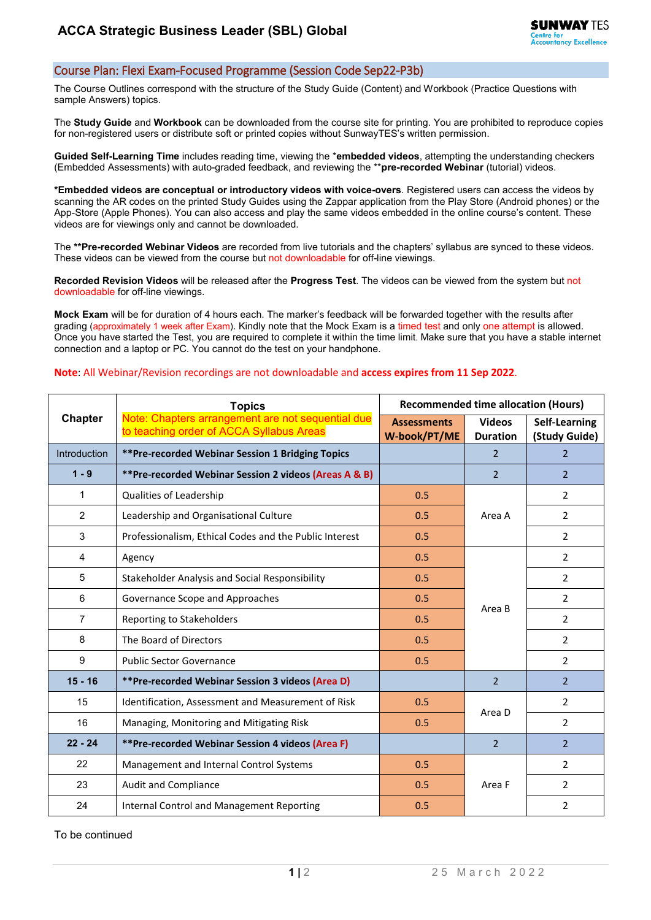# ACCA Strategic Business Leader (SBL) Global

## Course Plan: Flexi Exam-Focused Programme (Session Code Sep22-P3b)

The Course Outlines correspond with the structure of the Study Guide (Content) and Workbook (Practice Questions with sample Answers) topics.

The **Study Guide** and **Workbook** can be downloaded from the course site for printing. You are prohibited to reproduce copies for non-registered users or distribute soft or printed copies without SunwayTES's written permission.

**Guided Self-Learning Time** includes reading time, viewing the ***embedded videos**, attempting the understanding checkers (Embedded Assessments) with auto-graded feedback, and reviewing the ****pre-recorded Webinar** (tutorial) videos.

***Embedded videos are conceptual or introductory videos with voice-overs**. Registered users can access the videos by scanning the AR codes on the printed Study Guides using the Zappar application from the Play Store (Android phones) or the App-Store (Apple Phones). You can also access and play the same videos embedded in the online course's content. These videos are for viewings only and cannot be downloaded.

The ****Pre-recorded Webinar Videos** are recorded from live tutorials and the chapters' syllabus are synced to these videos. These videos can be viewed from the course but not downloadable for off-line viewings.

**Recorded Revision Videos** will be released after the **Progress Test**. The videos can be viewed from the system but not downloadable for off-line viewings.

**Mock Exam** will be for duration of 4 hours each. The marker's feedback will be forwarded together with the results after grading (approximately 1 week after Exam). Kindly note that the Mock Exam is a timed test and only one attempt is allowed. Once you have started the Test, you are required to complete it within the time limit. Make sure that you have a stable internet connection and a laptop or PC. You cannot do the test on your handphone.

**Note**: All Webinar/Revision recordings are not downloadable and **access expires from 11 Sep 2022**.

| Chapter | Topics<br>Note: Chapters arrangement are not sequential due to teaching order of ACCA Syllabus Areas | Recommended time allocation (Hours) | | |
|---|---|---|---|---|
| | | Assessments W-book/PT/ME | Videos Duration | Self-Learning (Study Guide) |
| Introduction | **Pre-recorded Webinar Session 1 Bridging Topics** | | 2 | 2 |
| **1 - 9** | **Pre-recorded Webinar Session 2 videos (Areas A & B)** | | 2 | 2 |
| 1 | Qualities of Leadership | 0.5 | Area A | 2 |
| 2 | Leadership and Organisational Culture | 0.5 | | 2 |
| 3 | Professionalism, Ethical Codes and the Public Interest | 0.5 | | 2 |
| 4 | Agency | 0.5 | Area B | 2 |
| 5 | Stakeholder Analysis and Social Responsibility | 0.5 | | 2 |
| 6 | Governance Scope and Approaches | 0.5 | | 2 |
| 7 | Reporting to Stakeholders | 0.5 | | 2 |
| 8 | The Board of Directors | 0.5 | | 2 |
| 9 | Public Sector Governance | 0.5 | | 2 |
| **15 - 16** | **Pre-recorded Webinar Session 3 videos (Area D)** | | 2 | 2 |
| 15 | Identification, Assessment and Measurement of Risk | 0.5 | Area D | 2 |
| 16 | Managing, Monitoring and Mitigating Risk | 0.5 | | 2 |
| **22 - 24** | **Pre-recorded Webinar Session 4 videos (Area F)** | | 2 | 2 |
| 22 | Management and Internal Control Systems | 0.5 | Area F | 2 |
| 23 | Audit and Compliance | 0.5 | | 2 |
| 24 | Internal Control and Management Reporting | 0.5 | | 2 |

To be continued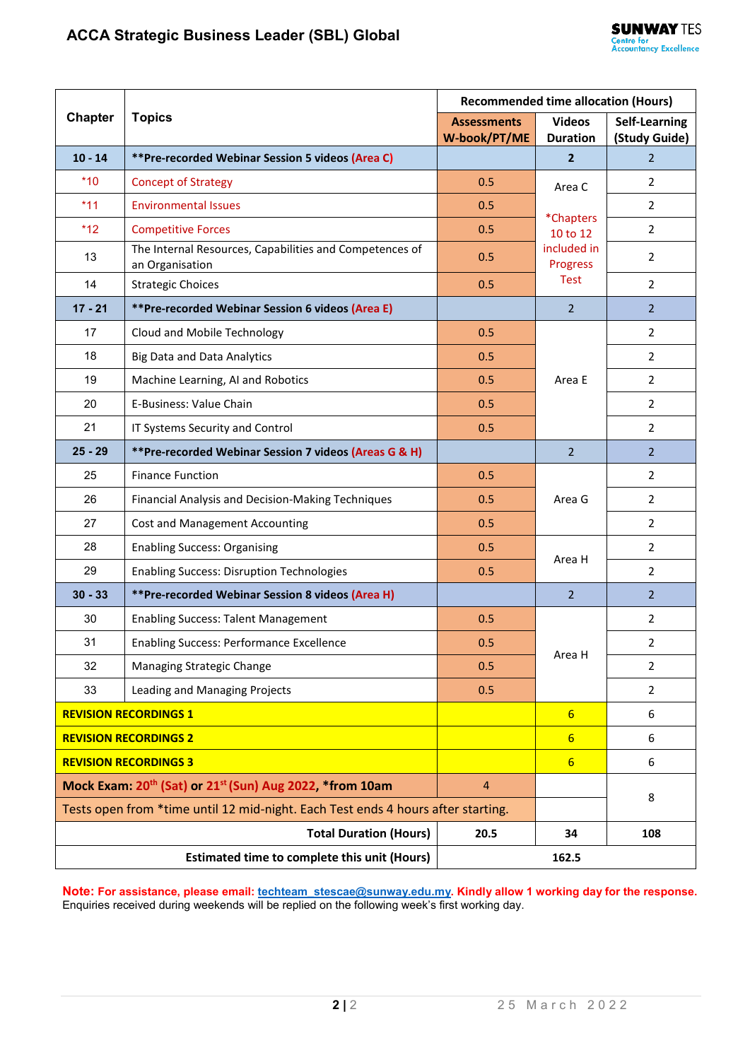## ACCA Strategic Business Leader (SBL) Global

| Chapter | Topics | Recommended time allocation (Hours) | | |
|---|---|---|---|---|
| | | Assessments W-book/PT/ME | Videos Duration | Self-Learning (Study Guide) |
| **10 - 14** | **\*\*Pre-recorded Webinar Session 5 videos (Area C)** | | **2** | 2 |
| *10 | Concept of Strategy | 0.5 | Area C *Chapters 10 to 12 included in Progress Test | 2 |
| *11 | Environmental Issues | 0.5 | | 2 |
| *12 | Competitive Forces | 0.5 | | 2 |
| 13 | The Internal Resources, Capabilities and Competences of an Organisation | 0.5 | | 2 |
| 14 | Strategic Choices | 0.5 | | 2 |
| **17 - 21** | **\*\*Pre-recorded Webinar Session 6 videos (Area E)** | | 2 | 2 |
| 17 | Cloud and Mobile Technology | 0.5 | Area E | 2 |
| 18 | Big Data and Data Analytics | 0.5 | | 2 |
| 19 | Machine Learning, AI and Robotics | 0.5 | | 2 |
| 20 | E-Business: Value Chain | 0.5 | | 2 |
| 21 | IT Systems Security and Control | 0.5 | | 2 |
| **25 - 29** | **\*\*Pre-recorded Webinar Session 7 videos (Areas G & H)** | | 2 | 2 |
| 25 | Finance Function | 0.5 | Area G | 2 |
| 26 | Financial Analysis and Decision-Making Techniques | 0.5 | | 2 |
| 27 | Cost and Management Accounting | 0.5 | | 2 |
| 28 | Enabling Success: Organising | 0.5 | Area H | 2 |
| 29 | Enabling Success: Disruption Technologies | 0.5 | | 2 |
| **30 - 33** | **\*\*Pre-recorded Webinar Session 8 videos (Area H)** | | 2 | 2 |
| 30 | Enabling Success: Talent Management | 0.5 | Area H | 2 |
| 31 | Enabling Success: Performance Excellence | 0.5 | | 2 |
| 32 | Managing Strategic Change | 0.5 | | 2 |
| 33 | Leading and Managing Projects | 0.5 | | 2 |
| **REVISION RECORDINGS 1** | | | 6 | 6 |
| **REVISION RECORDINGS 2** | | | 6 | 6 |
| **REVISION RECORDINGS 3** | | | 6 | 6 |
| **Mock Exam: 20th (Sat) or 21st (Sun) Aug 2022, *from 10am** | | 4 | | 8 |
| Tests open from *time until 12 mid-night. Each Test ends 4 hours after starting. | | | | |
| | **Total Duration (Hours)** | **20.5** | **34** | **108** |
| | **Estimated time to complete this unit (Hours)** | **162.5** | | |

**Note: For assistance, please email: techteam_stescae@sunway.edu.my. Kindly allow 1 working day for the response.**
Enquiries received during weekends will be replied on the following week's first working day.

25 March 2022